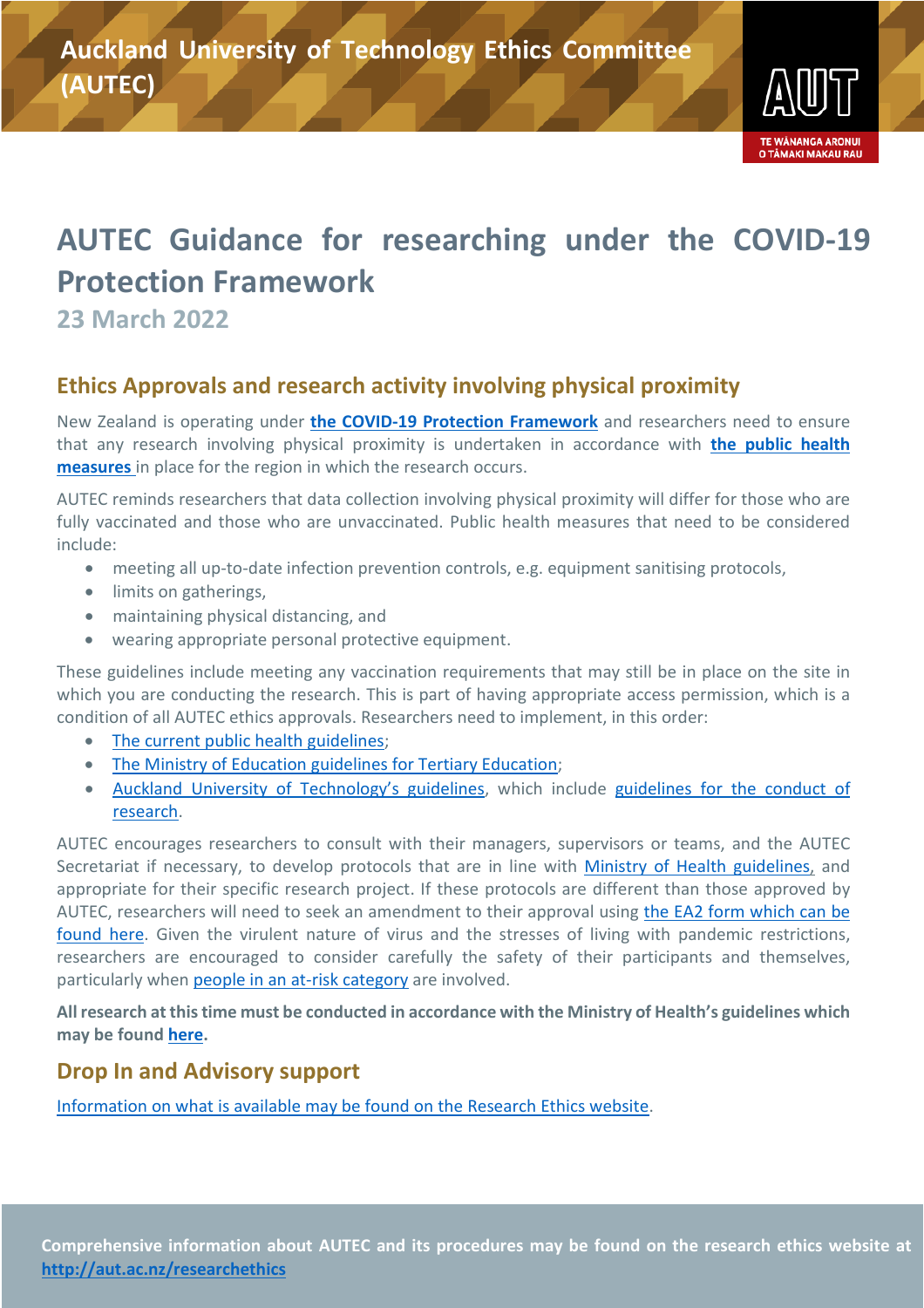Auckland University of Technology Ethics Committee (AUTEC)

# AUTEC Guidance for researching under the COVID-19 Protection Framework

23 March 2022

## Ethics Approvals and research activity involving physical proximity

New Zealand is operating under **the COVID-19 Protection Framework** and researchers need to ensure that any research involving physical proximity is undertaken in accordance with **the public health measures** in place for the region in which the research occurs.

AUTEC reminds researchers that data collection involving physical proximity will differ for those who are fully vaccinated and those who are unvaccinated. Public health measures that need to be considered include:

- meeting all up-to-date infection prevention controls, e.g. equipment sanitising protocols,
- limits on gatherings,
- maintaining physical distancing, and
- wearing appropriate personal protective equipment.

These guidelines include meeting any vaccination requirements that may still be in place on the site in which you are conducting the research. This is part of having appropriate access permission, which is a condition of all AUTEC ethics approvals. Researchers need to implement, in this order:

- The current public health guidelines;
- The Ministry of Education guidelines for Tertiary Education;
- Auckland University of Technology's guidelines, which include guidelines for the conduct of research.

AUTEC encourages researchers to consult with their managers, supervisors or teams, and the AUTEC Secretariat if necessary, to develop protocols that are in line with Ministry of Health guidelines, and appropriate for their specific research project. If these protocols are different than those approved by AUTEC, researchers will need to seek an amendment to their approval using the EA2 form which can be found here. Given the virulent nature of virus and the stresses of living with pandemic restrictions, researchers are encouraged to consider carefully the safety of their participants and themselves, particularly when people in an at-risk category are involved.

**All research at this time must be conducted in accordance with the Ministry of Health's guidelines which may be found here.**

## Drop In and Advisory support

Information on what is available may be found on the Research Ethics website.

**Comprehensive information about AUTEC and its procedures may be found on the research ethics website at http://aut.ac.nz/researchethics**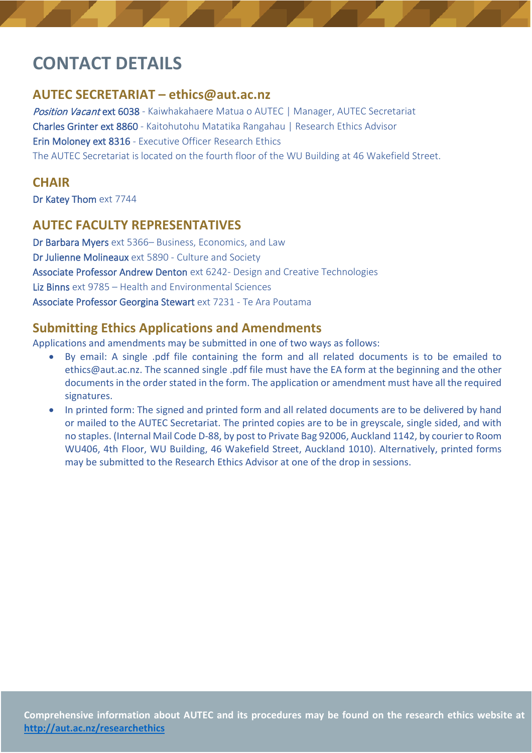# CONTACT DETAILS

## AUTEC SECRETARIAT – ethics@aut.ac.nz

*Position Vacant* ext 6038 - Kaiwhakahaere Matua o AUTEC | Manager, AUTEC Secretariat
Charles Grinter ext 8860 - Kaitohutohu Matatika Rangahau | Research Ethics Advisor
Erin Moloney ext 8316 - Executive Officer Research Ethics
The AUTEC Secretariat is located on the fourth floor of the WU Building at 46 Wakefield Street.

## CHAIR

Dr Katey Thom ext 7744

## AUTEC FACULTY REPRESENTATIVES

Dr Barbara Myers ext 5366– Business, Economics, and Law
Dr Julienne Molineaux ext 5890 - Culture and Society
Associate Professor Andrew Denton ext 6242- Design and Creative Technologies
Liz Binns ext 9785 – Health and Environmental Sciences
Associate Professor Georgina Stewart ext 7231 - Te Ara Poutama

## Submitting Ethics Applications and Amendments

Applications and amendments may be submitted in one of two ways as follows:

- By email: A single .pdf file containing the form and all related documents is to be emailed to ethics@aut.ac.nz. The scanned single .pdf file must have the EA form at the beginning and the other documents in the order stated in the form. The application or amendment must have all the required signatures.
- In printed form: The signed and printed form and all related documents are to be delivered by hand or mailed to the AUTEC Secretariat. The printed copies are to be in greyscale, single sided, and with no staples. (Internal Mail Code D-88, by post to Private Bag 92006, Auckland 1142, by courier to Room WU406, 4th Floor, WU Building, 46 Wakefield Street, Auckland 1010). Alternatively, printed forms may be submitted to the Research Ethics Advisor at one of the drop in sessions.

**Comprehensive information about AUTEC and its procedures may be found on the research ethics website at [http://aut.ac.nz/researchethics](http://aut.ac.nz/researchethics)**